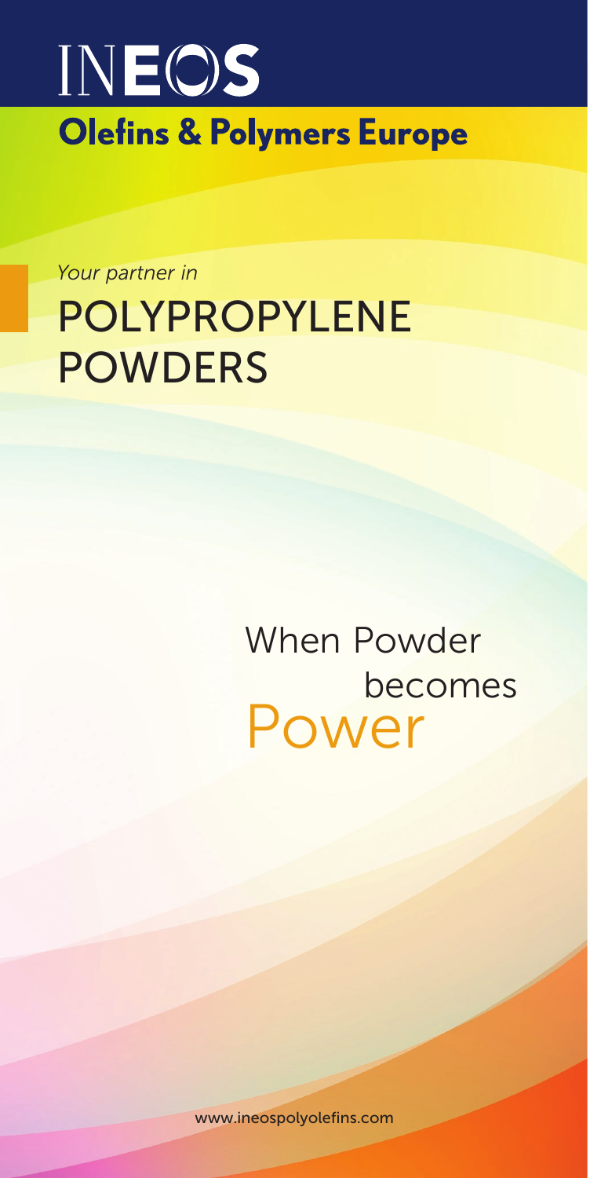# INEOS

## Olefins & Polymers Europe

*Your partner in*

# POLYPROPYLENE POWDERS

When Powder becomes Power

www.ineospolyolefins.com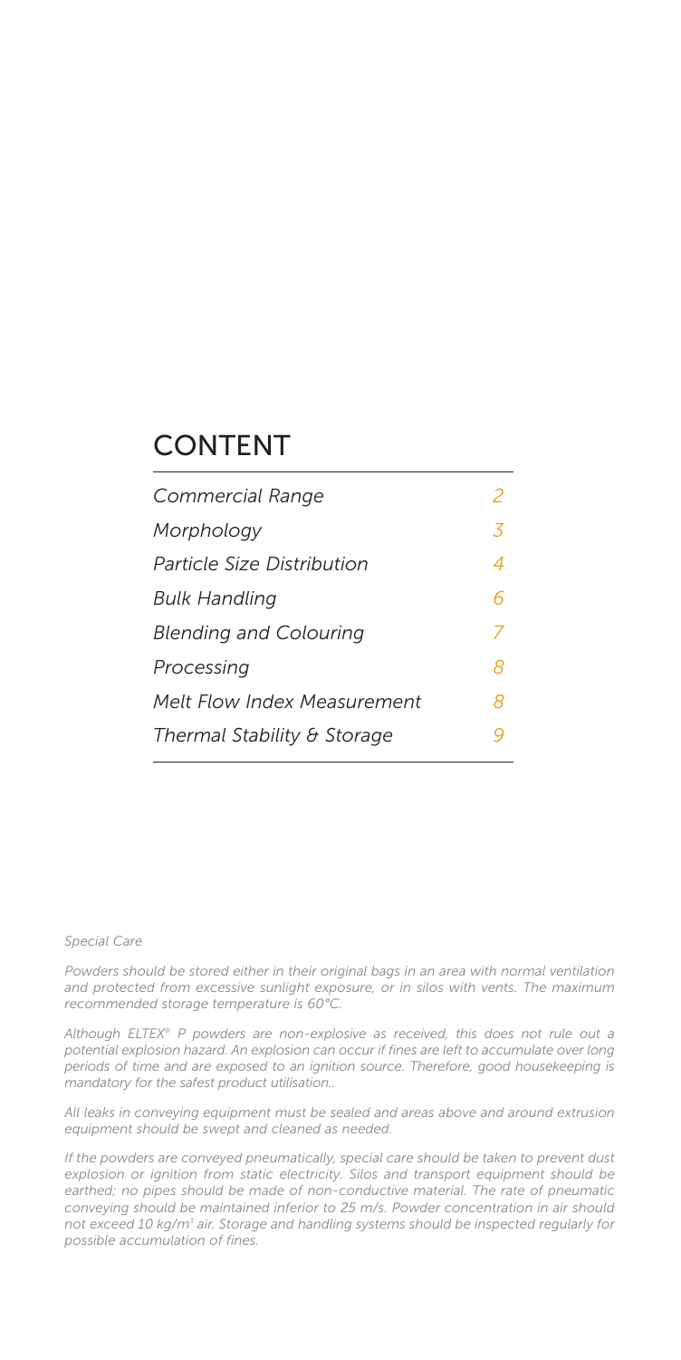# CONTENT

| | |
|---|---|
| *Commercial Range* | *2* |
| *Morphology* | *3* |
| *Particle Size Distribution* | *4* |
| *Bulk Handling* | *6* |
| *Blending and Colouring* | *7* |
| *Processing* | *8* |
| *Melt Flow Index Measurement* | *8* |
| *Thermal Stability & Storage* | *9* |

*Special Care*

*Powders should be stored either in their original bags in an area with normal ventilation and protected from excessive sunlight exposure, or in silos with vents. The maximum recommended storage temperature is 60°C.*

*Although ELTEX® P powders are non-explosive as received, this does not rule out a potential explosion hazard. An explosion can occur if fines are left to accumulate over long periods of time and are exposed to an ignition source. Therefore, good housekeeping is mandatory for the safest product utilisation..*

*All leaks in conveying equipment must be sealed and areas above and around extrusion equipment should be swept and cleaned as needed.*

*If the powders are conveyed pneumatically, special care should be taken to prevent dust explosion or ignition from static electricity. Silos and transport equipment should be earthed; no pipes should be made of non-conductive material. The rate of pneumatic conveying should be maintained inferior to 25 m/s. Powder concentration in air should not exceed 10 kg/m³ air. Storage and handling systems should be inspected regularly for possible accumulation of fines.*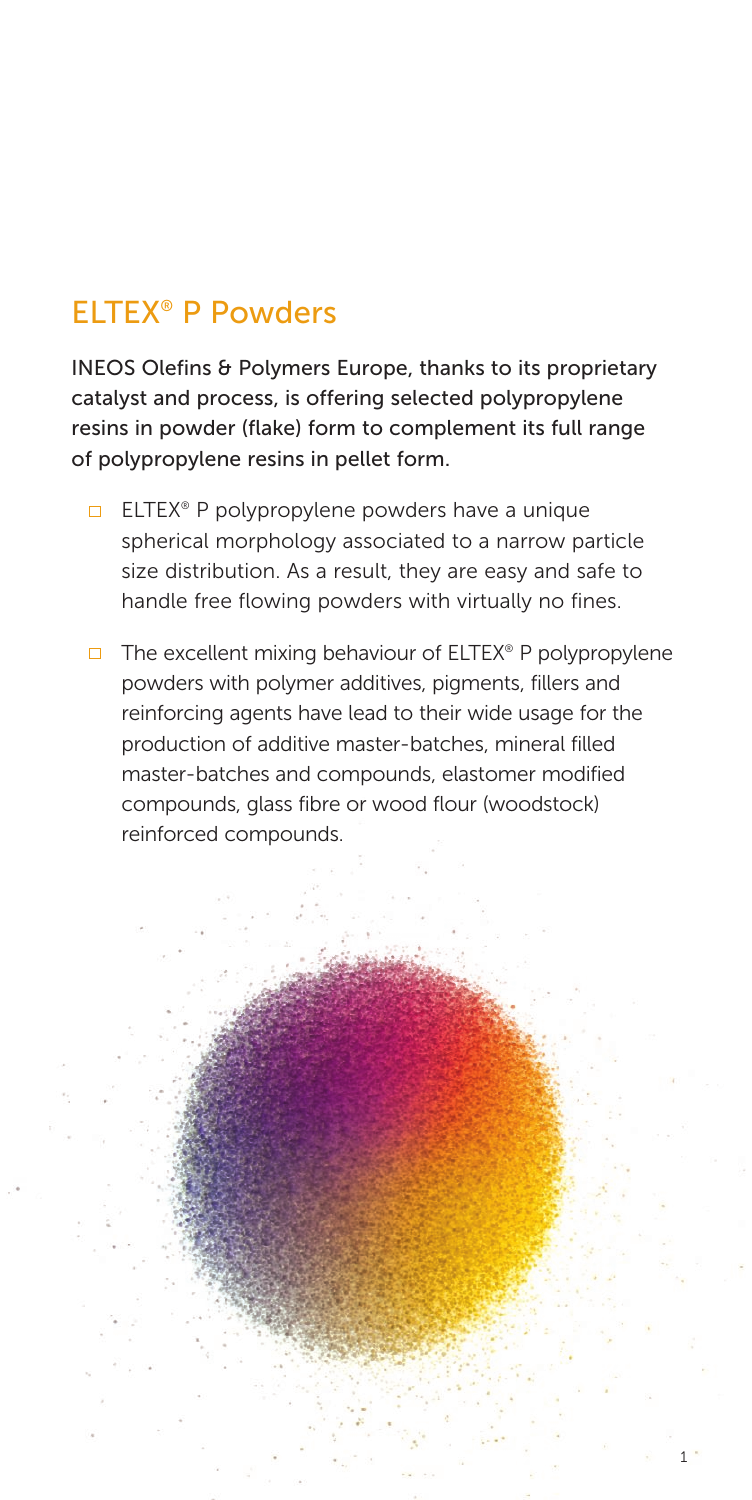# ELTEX® P Powders

**INEOS Olefins & Polymers Europe, thanks to its proprietary catalyst and process, is offering selected polypropylene resins in powder (flake) form to complement its full range of polypropylene resins in pellet form.**

- ELTEX® P polypropylene powders have a unique spherical morphology associated to a narrow particle size distribution. As a result, they are easy and safe to handle free flowing powders with virtually no fines.
- The excellent mixing behaviour of ELTEX® P polypropylene powders with polymer additives, pigments, fillers and reinforcing agents have lead to their wide usage for the production of additive master-batches, mineral filled master-batches and compounds, elastomer modified compounds, glass fibre or wood flour (woodstock) reinforced compounds.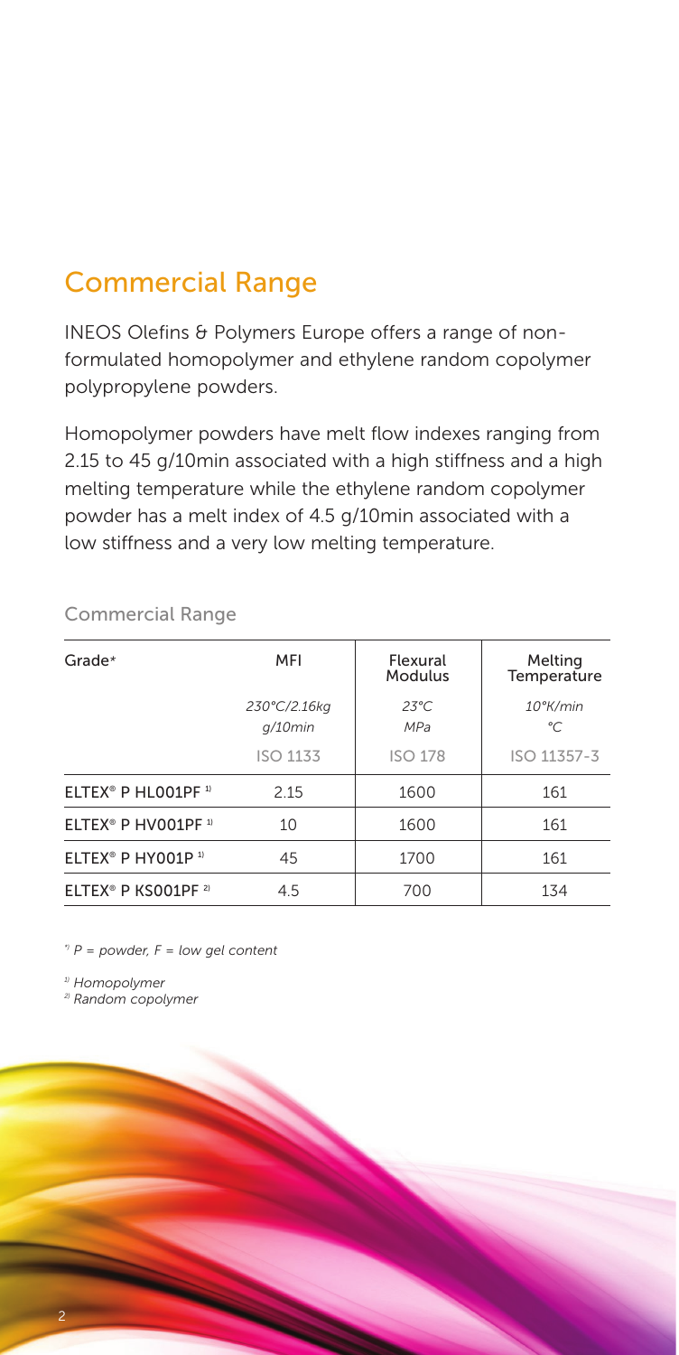## Commercial Range

INEOS Olefins & Polymers Europe offers a range of non-formulated homopolymer and ethylene random copolymer polypropylene powders.

Homopolymer powders have melt flow indexes ranging from 2.15 to 45 g/10min associated with a high stiffness and a high melting temperature while the ethylene random copolymer powder has a melt index of 4.5 g/10min associated with a low stiffness and a very low melting temperature.

### Commercial Range

| Grade* | MFI | Flexural Modulus | Melting Temperature |
|---|---|---|---|
| | *230°C/2.16kg* *g/10min* | *23°C* *MPa* | *10°K/min* *°C* |
| | ISO 1133 | ISO 178 | ISO 11357-3 |
| ELTEX® P HL001PF [1] | 2.15 | 1600 | 161 |
| ELTEX® P HV001PF [1] | 10 | 1600 | 161 |
| ELTEX® P HY001P [1] | 45 | 1700 | 161 |
| ELTEX® P KS001PF [2] | 4.5 | 700 | 134 |

*[*] P = powder, F = low gel content*

*[1] Homopolymer*
*[2] Random copolymer*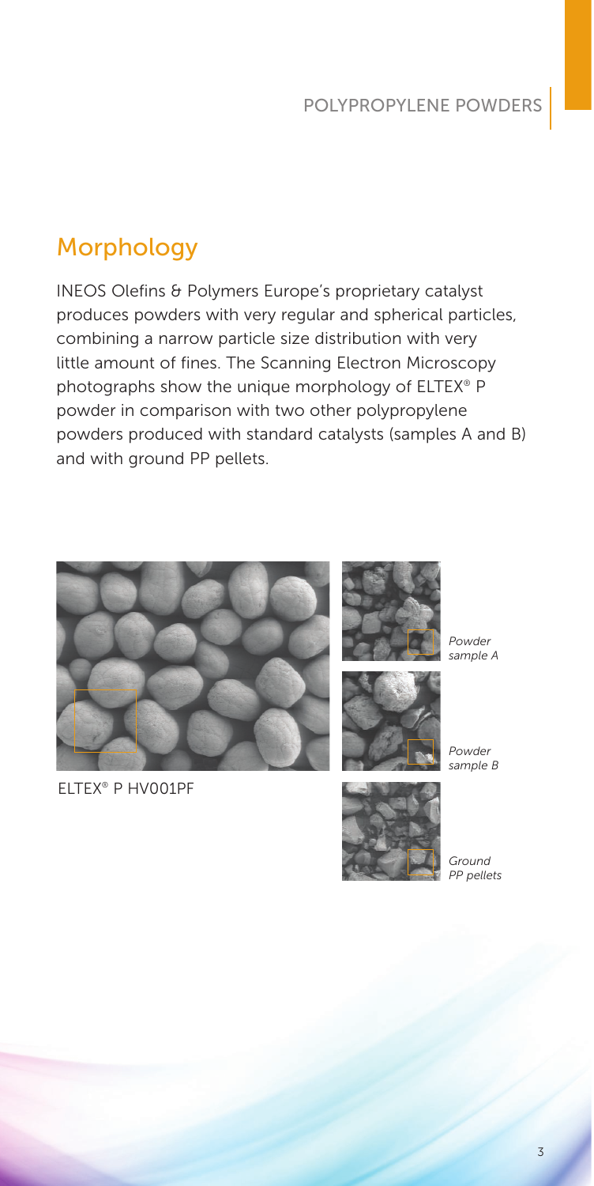## Morphology

INEOS Olefins & Polymers Europe's proprietary catalyst produces powders with very regular and spherical particles, combining a narrow particle size distribution with very little amount of fines. The Scanning Electron Microscopy photographs show the unique morphology of ELTEX® P powder in comparison with two other polypropylene powders produced with standard catalysts (samples A and B) and with ground PP pellets.

ELTEX® P HV001PF

*Powder sample A*

*Powder sample B*

*Ground PP pellets*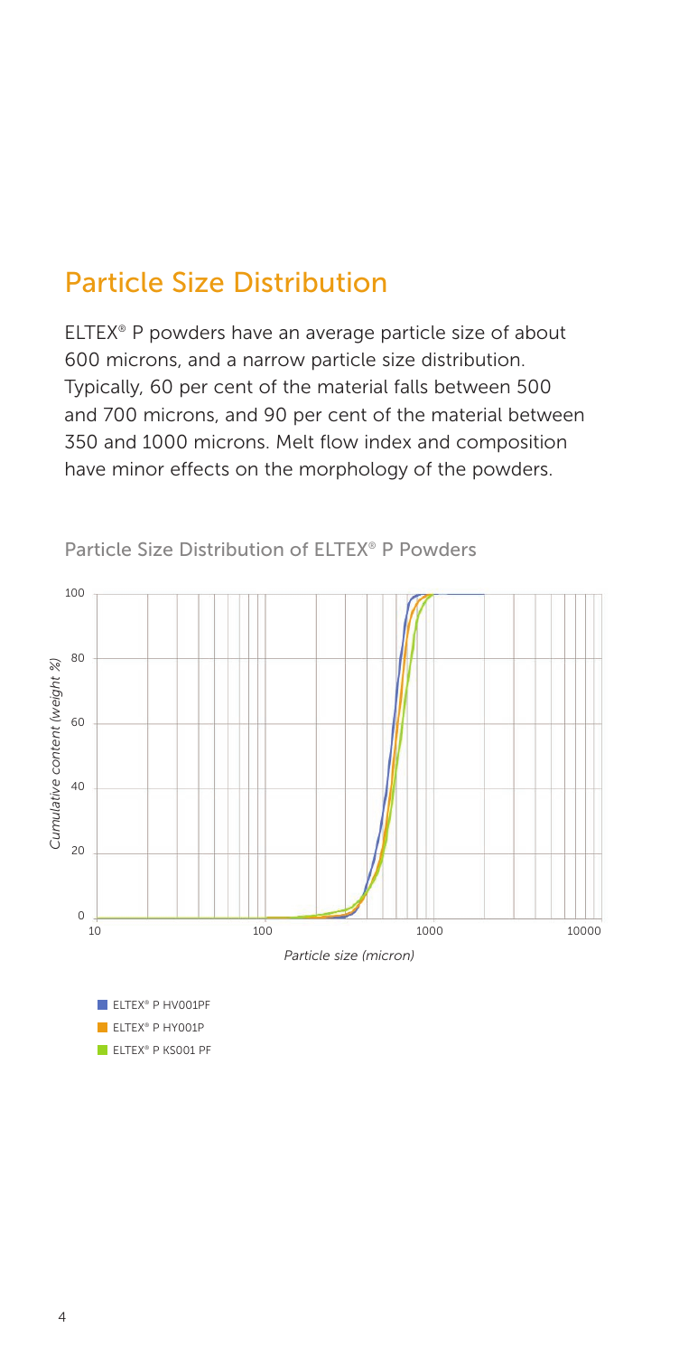## Particle Size Distribution

ELTEX® P powders have an average particle size of about 600 microns, and a narrow particle size distribution. Typically, 60 per cent of the material falls between 500 and 700 microns, and 90 per cent of the material between 350 and 1000 microns. Melt flow index and composition have minor effects on the morphology of the powders.

Particle Size Distribution of ELTEX® P Powders

- ELTEX® P HV001PF
- ELTEX® P HY001P
- ELTEX® P KS001 PF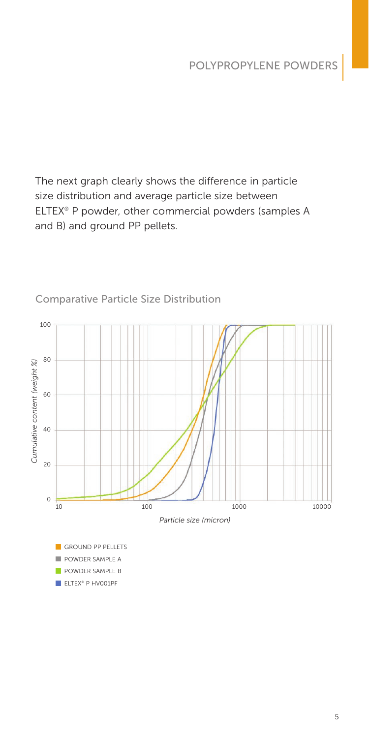The next graph clearly shows the difference in particle size distribution and average particle size between ELTEX® P powder, other commercial powders (samples A and B) and ground PP pellets.

## Comparative Particle Size Distribution

*Cumulative content (weight %)*

*Particle size (micron)*

- GROUND PP PELLETS
- POWDER SAMPLE A
- POWDER SAMPLE B
- ELTEX® P HV001PF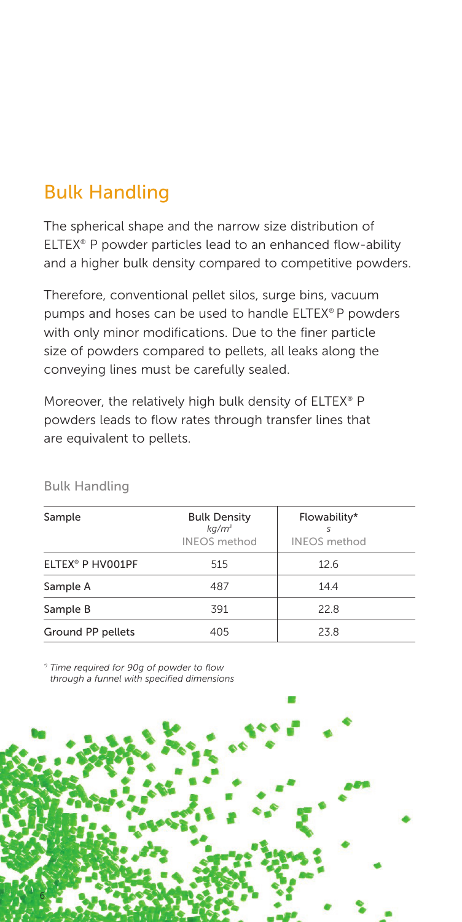## Bulk Handling

The spherical shape and the narrow size distribution of ELTEX® P powder particles lead to an enhanced flow-ability and a higher bulk density compared to competitive powders.

Therefore, conventional pellet silos, surge bins, vacuum pumps and hoses can be used to handle ELTEX® P powders with only minor modifications. Due to the finer particle size of powders compared to pellets, all leaks along the conveying lines must be carefully sealed.

Moreover, the relatively high bulk density of ELTEX® P powders leads to flow rates through transfer lines that are equivalent to pellets.

Bulk Handling

| Sample | Bulk Density<br>*$kg/m^3$*<br>INEOS method | Flowability*<br>*s*<br>INEOS method |
|---|---|---|
| ELTEX® P HV001PF | 515 | 12.6 |
| Sample A | 487 | 14.4 |
| Sample B | 391 | 22.8 |
| Ground PP pellets | 405 | 23.8 |

*) *Time required for 90g of powder to flow through a funnel with specified dimensions*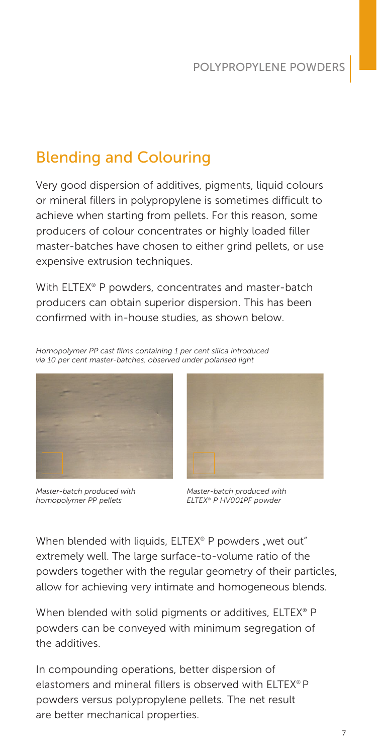## Blending and Colouring

Very good dispersion of additives, pigments, liquid colours or mineral fillers in polypropylene is sometimes difficult to achieve when starting from pellets. For this reason, some producers of colour concentrates or highly loaded filler master-batches have chosen to either grind pellets, or use expensive extrusion techniques.

With ELTEX® P powders, concentrates and master-batch producers can obtain superior dispersion. This has been confirmed with in-house studies, as shown below.

*Homopolymer PP cast films containing 1 per cent silica introduced via 10 per cent master-batches, observed under polarised light*

*Master-batch produced with homopolymer PP pellets*

*Master-batch produced with ELTEX® P HV001PF powder*

When blended with liquids, ELTEX® P powders „wet out" extremely well. The large surface-to-volume ratio of the powders together with the regular geometry of their particles, allow for achieving very intimate and homogeneous blends.

When blended with solid pigments or additives, ELTEX® P powders can be conveyed with minimum segregation of the additives.

In compounding operations, better dispersion of elastomers and mineral fillers is observed with ELTEX® P powders versus polypropylene pellets. The net result are better mechanical properties.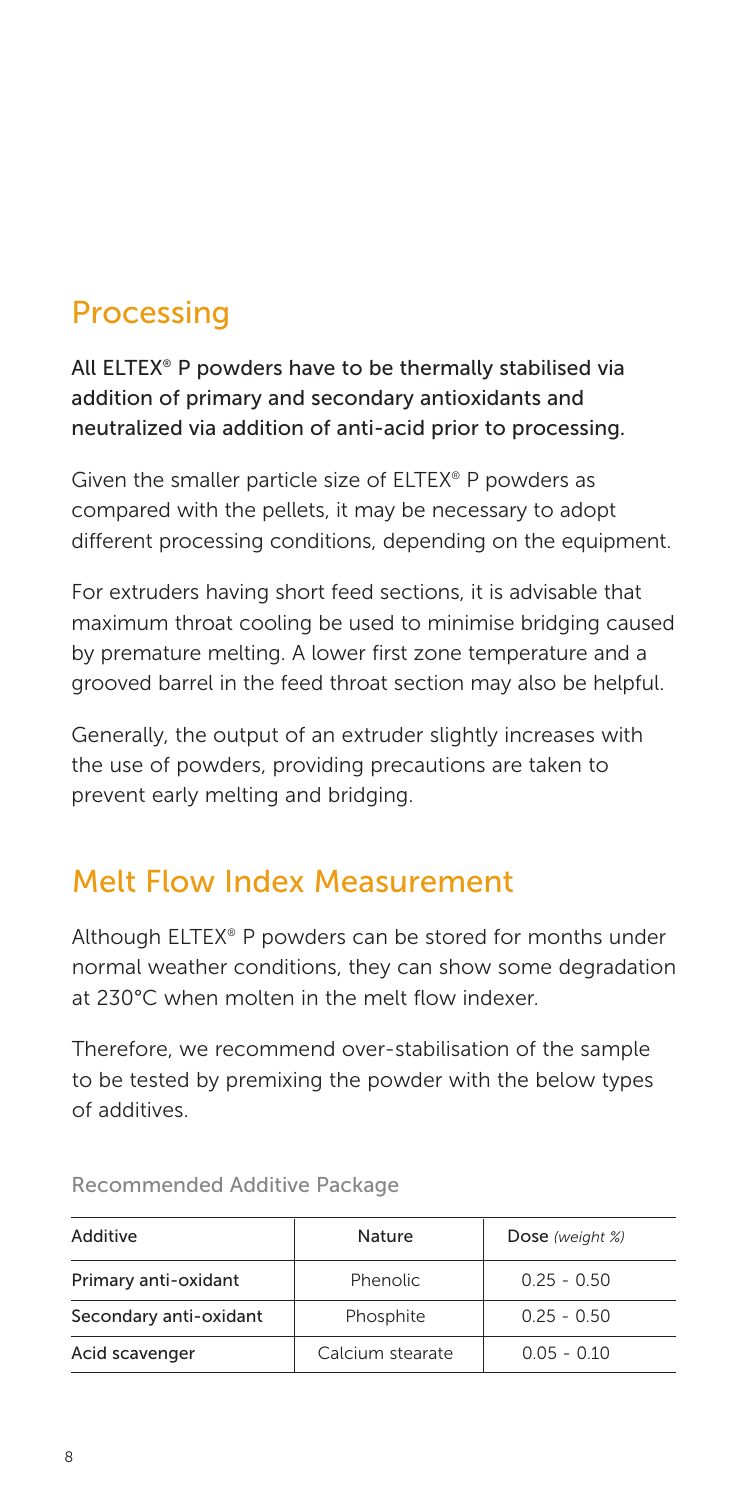## Processing

**All ELTEX® P powders have to be thermally stabilised via addition of primary and secondary antioxidants and neutralized via addition of anti-acid prior to processing.**

Given the smaller particle size of ELTEX® P powders as compared with the pellets, it may be necessary to adopt different processing conditions, depending on the equipment.

For extruders having short feed sections, it is advisable that maximum throat cooling be used to minimise bridging caused by premature melting. A lower first zone temperature and a grooved barrel in the feed throat section may also be helpful.

Generally, the output of an extruder slightly increases with the use of powders, providing precautions are taken to prevent early melting and bridging.

## Melt Flow Index Measurement

Although ELTEX® P powders can be stored for months under normal weather conditions, they can show some degradation at 230°C when molten in the melt flow indexer.

Therefore, we recommend over-stabilisation of the sample to be tested by premixing the powder with the below types of additives.

Recommended Additive Package

| Additive | Nature | Dose *(weight %)* |
|---|---|---|
| Primary anti-oxidant | Phenolic | 0.25 - 0.50 |
| Secondary anti-oxidant | Phosphite | 0.25 - 0.50 |
| Acid scavenger | Calcium stearate | 0.05 - 0.10 |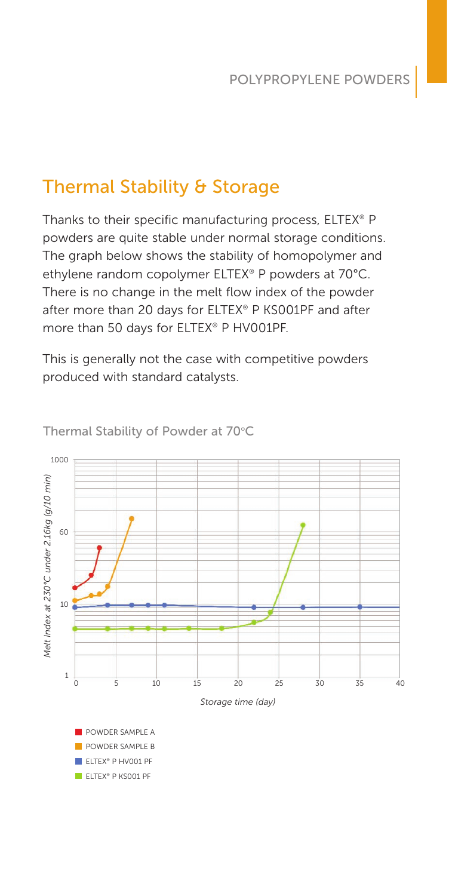## Thermal Stability & Storage

Thanks to their specific manufacturing process, ELTEX® P powders are quite stable under normal storage conditions. The graph below shows the stability of homopolymer and ethylene random copolymer ELTEX® P powders at 70°C. There is no change in the melt flow index of the powder after more than 20 days for ELTEX® P KS001PF and after more than 50 days for ELTEX® P HV001PF.

This is generally not the case with competitive powders produced with standard catalysts.

Thermal Stability of Powder at 70°C

*Melt Index at 230°C under 2.16kg (g/10 min)*

*Storage time (day)*

- POWDER SAMPLE A
- POWDER SAMPLE B
- ELTEX® P HV001 PF
- ELTEX® P KS001 PF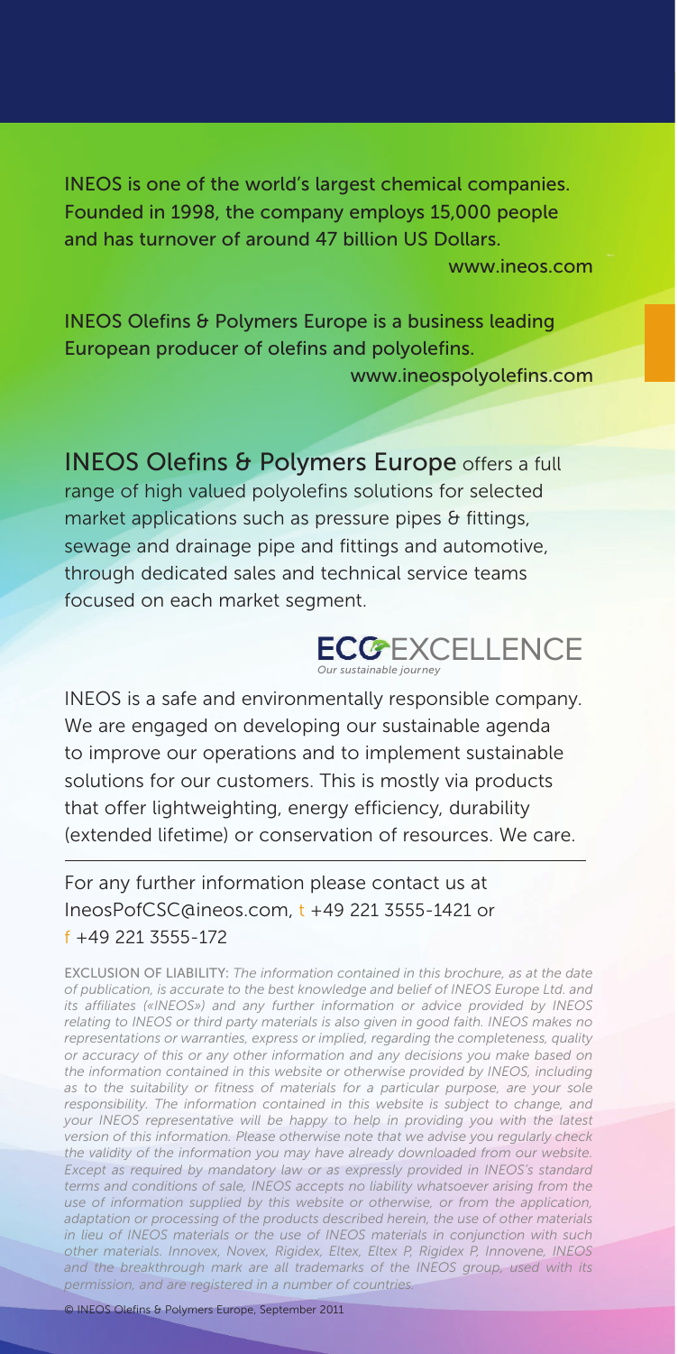INEOS is one of the world's largest chemical companies. Founded in 1998, the company employs 15,000 people and has turnover of around 47 billion US Dollars.

www.ineos.com

INEOS Olefins & Polymers Europe is a business leading European producer of olefins and polyolefins.

www.ineospolyolefins.com

**INEOS Olefins & Polymers Europe** offers a full range of high valued polyolefins solutions for selected market applications such as pressure pipes & fittings, sewage and drainage pipe and fittings and automotive, through dedicated sales and technical service teams focused on each market segment.

**ECOEXCELLENCE**
*Our sustainable journey*

INEOS is a safe and environmentally responsible company. We are engaged on developing our sustainable agenda to improve our operations and to implement sustainable solutions for our customers. This is mostly via products that offer lightweighting, energy efficiency, durability (extended lifetime) or conservation of resources. We care.

---

For any further information please contact us at IneosPofCSC@ineos.com, t +49 221 3555-1421 or f +49 221 3555-172

EXCLUSION OF LIABILITY: *The information contained in this brochure, as at the date of publication, is accurate to the best knowledge and belief of INEOS Europe Ltd. and its affiliates («INEOS») and any further information or advice provided by INEOS relating to INEOS or third party materials is also given in good faith. INEOS makes no representations or warranties, express or implied, regarding the completeness, quality or accuracy of this or any other information and any decisions you make based on the information contained in this website or otherwise provided by INEOS, including as to the suitability or fitness of materials for a particular purpose, are your sole responsibility. The information contained in this website is subject to change, and your INEOS representative will be happy to help in providing you with the latest version of this information. Please otherwise note that we advise you regularly check the validity of the information you may have already downloaded from our website. Except as required by mandatory law or as expressly provided in INEOS's standard terms and conditions of sale, INEOS accepts no liability whatsoever arising from the use of information supplied by this website or otherwise, or from the application, adaptation or processing of the products described herein, the use of other materials in lieu of INEOS materials or the use of INEOS materials in conjunction with such other materials. Innovex, Novex, Rigidex, Eltex, Eltex P, Rigidex P, Innovene, INEOS and the breakthrough mark are all trademarks of the INEOS group, used with its permission, and are registered in a number of countries.*

© INEOS Olefins & Polymers Europe, September 2011